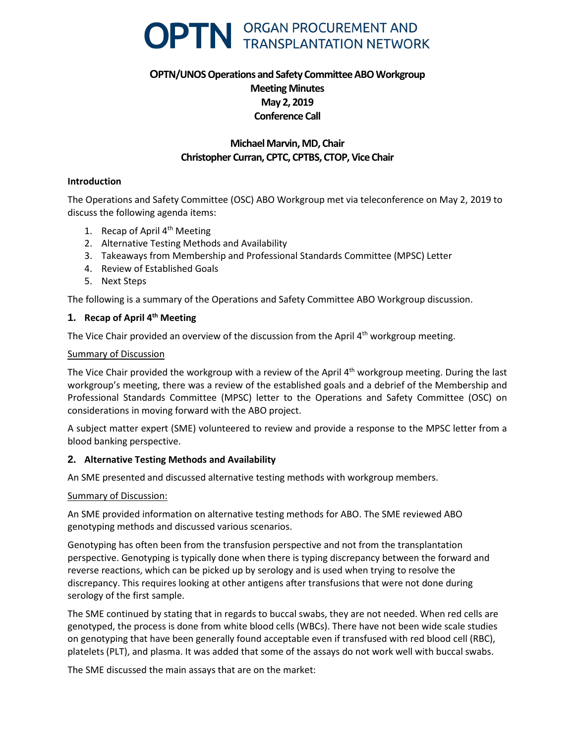# OPTN ORGAN PROCUREMENT AND TRANSPLANTATION NETWORK

**OPTN/UNOS Operations and Safety Committee ABO Workgroup**
**Meeting Minutes**
**May 2, 2019**
**Conference Call**

**Michael Marvin, MD, Chair**
**Christopher Curran, CPTC, CPTBS, CTOP, Vice Chair**

### Introduction

The Operations and Safety Committee (OSC) ABO Workgroup met via teleconference on May 2, 2019 to discuss the following agenda items:

1. Recap of April 4th Meeting
2. Alternative Testing Methods and Availability
3. Takeaways from Membership and Professional Standards Committee (MPSC) Letter
4. Review of Established Goals
5. Next Steps

The following is a summary of the Operations and Safety Committee ABO Workgroup discussion.

### 1. Recap of April 4th Meeting

The Vice Chair provided an overview of the discussion from the April 4th workgroup meeting.

Summary of Discussion

The Vice Chair provided the workgroup with a review of the April 4th workgroup meeting. During the last workgroup's meeting, there was a review of the established goals and a debrief of the Membership and Professional Standards Committee (MPSC) letter to the Operations and Safety Committee (OSC) on considerations in moving forward with the ABO project.

A subject matter expert (SME) volunteered to review and provide a response to the MPSC letter from a blood banking perspective.

### 2. Alternative Testing Methods and Availability

An SME presented and discussed alternative testing methods with workgroup members.

Summary of Discussion:

An SME provided information on alternative testing methods for ABO. The SME reviewed ABO genotyping methods and discussed various scenarios.

Genotyping has often been from the transfusion perspective and not from the transplantation perspective. Genotyping is typically done when there is typing discrepancy between the forward and reverse reactions, which can be picked up by serology and is used when trying to resolve the discrepancy. This requires looking at other antigens after transfusions that were not done during serology of the first sample.

The SME continued by stating that in regards to buccal swabs, they are not needed. When red cells are genotyped, the process is done from white blood cells (WBCs). There have not been wide scale studies on genotyping that have been generally found acceptable even if transfused with red blood cell (RBC), platelets (PLT), and plasma. It was added that some of the assays do not work well with buccal swabs.

The SME discussed the main assays that are on the market: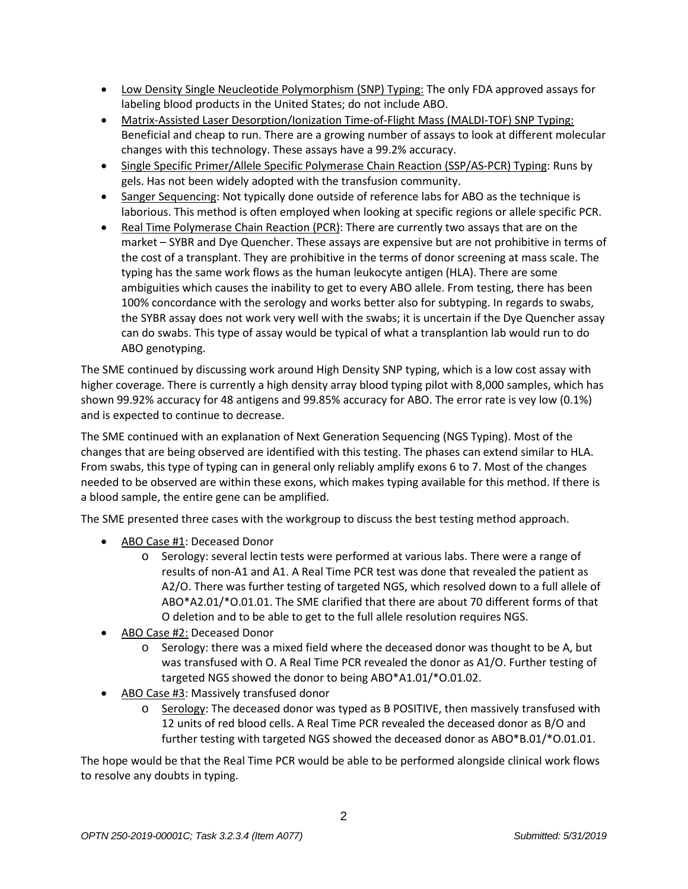- Low Density Single Neucleotide Polymorphism (SNP) Typing: The only FDA approved assays for labeling blood products in the United States; do not include ABO.
- Matrix-Assisted Laser Desorption/Ionization Time-of-Flight Mass (MALDI-TOF) SNP Typing: Beneficial and cheap to run. There are a growing number of assays to look at different molecular changes with this technology. These assays have a 99.2% accuracy.
- Single Specific Primer/Allele Specific Polymerase Chain Reaction (SSP/AS-PCR) Typing: Runs by gels. Has not been widely adopted with the transfusion community.
- Sanger Sequencing: Not typically done outside of reference labs for ABO as the technique is laborious. This method is often employed when looking at specific regions or allele specific PCR.
- Real Time Polymerase Chain Reaction (PCR): There are currently two assays that are on the market – SYBR and Dye Quencher. These assays are expensive but are not prohibitive in terms of the cost of a transplant. They are prohibitive in the terms of donor screening at mass scale. The typing has the same work flows as the human leukocyte antigen (HLA). There are some ambiguities which causes the inability to get to every ABO allele. From testing, there has been 100% concordance with the serology and works better also for subtyping. In regards to swabs, the SYBR assay does not work very well with the swabs; it is uncertain if the Dye Quencher assay can do swabs. This type of assay would be typical of what a transplantion lab would run to do ABO genotyping.

The SME continued by discussing work around High Density SNP typing, which is a low cost assay with higher coverage. There is currently a high density array blood typing pilot with 8,000 samples, which has shown 99.92% accuracy for 48 antigens and 99.85% accuracy for ABO. The error rate is vey low (0.1%) and is expected to continue to decrease.

The SME continued with an explanation of Next Generation Sequencing (NGS Typing). Most of the changes that are being observed are identified with this testing. The phases can extend similar to HLA. From swabs, this type of typing can in general only reliably amplify exons 6 to 7. Most of the changes needed to be observed are within these exons, which makes typing available for this method. If there is a blood sample, the entire gene can be amplified.

The SME presented three cases with the workgroup to discuss the best testing method approach.

- ABO Case #1: Deceased Donor
  - Serology: several lectin tests were performed at various labs. There were a range of results of non-A1 and A1. A Real Time PCR test was done that revealed the patient as A2/O. There was further testing of targeted NGS, which resolved down to a full allele of ABO*A2.01/*O.01.01. The SME clarified that there are about 70 different forms of that O deletion and to be able to get to the full allele resolution requires NGS.
- ABO Case #2: Deceased Donor
  - Serology: there was a mixed field where the deceased donor was thought to be A, but was transfused with O. A Real Time PCR revealed the donor as A1/O. Further testing of targeted NGS showed the donor to being ABO*A1.01/*O.01.02.
- ABO Case #3: Massively transfused donor
  - Serology: The deceased donor was typed as B POSITIVE, then massively transfused with 12 units of red blood cells. A Real Time PCR revealed the deceased donor as B/O and further testing with targeted NGS showed the deceased donor as ABO*B.01/*O.01.01.

The hope would be that the Real Time PCR would be able to be performed alongside clinical work flows to resolve any doubts in typing.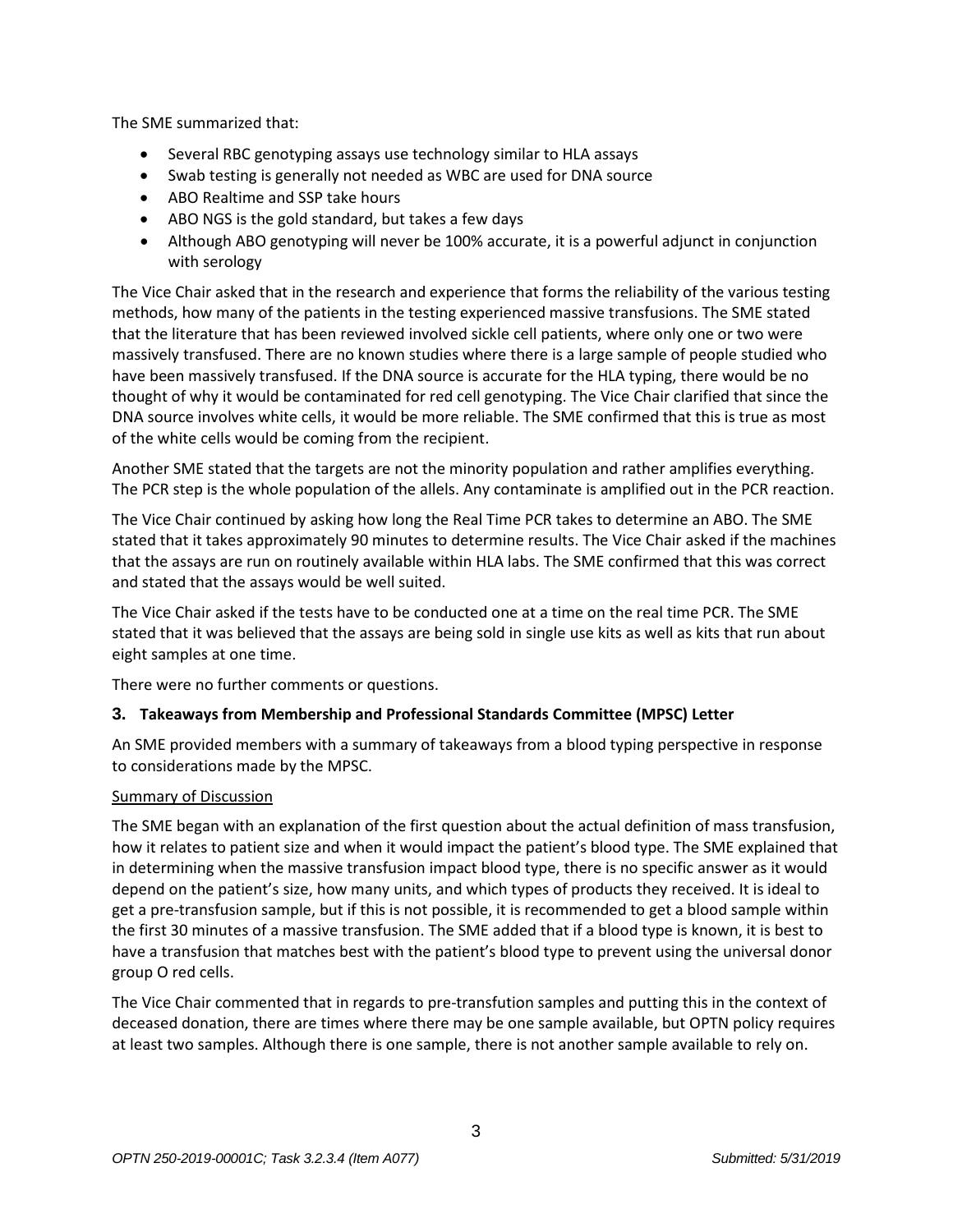The SME summarized that:

- Several RBC genotyping assays use technology similar to HLA assays
- Swab testing is generally not needed as WBC are used for DNA source
- ABO Realtime and SSP take hours
- ABO NGS is the gold standard, but takes a few days
- Although ABO genotyping will never be 100% accurate, it is a powerful adjunct in conjunction with serology

The Vice Chair asked that in the research and experience that forms the reliability of the various testing methods, how many of the patients in the testing experienced massive transfusions. The SME stated that the literature that has been reviewed involved sickle cell patients, where only one or two were massively transfused. There are no known studies where there is a large sample of people studied who have been massively transfused. If the DNA source is accurate for the HLA typing, there would be no thought of why it would be contaminated for red cell genotyping. The Vice Chair clarified that since the DNA source involves white cells, it would be more reliable. The SME confirmed that this is true as most of the white cells would be coming from the recipient.

Another SME stated that the targets are not the minority population and rather amplifies everything. The PCR step is the whole population of the alleles. Any contaminate is amplified out in the PCR reaction.

The Vice Chair continued by asking how long the Real Time PCR takes to determine an ABO. The SME stated that it takes approximately 90 minutes to determine results. The Vice Chair asked if the machines that the assays are run on routinely available within HLA labs. The SME confirmed that this was correct and stated that the assays would be well suited.

The Vice Chair asked if the tests have to be conducted one at a time on the real time PCR. The SME stated that it was believed that the assays are being sold in single use kits as well as kits that run about eight samples at one time.

There were no further comments or questions.

### 3. Takeaways from Membership and Professional Standards Committee (MPSC) Letter

An SME provided members with a summary of takeaways from a blood typing perspective in response to considerations made by the MPSC.

<u>Summary of Discussion</u>

The SME began with an explanation of the first question about the actual definition of mass transfusion, how it relates to patient size and when it would impact the patient's blood type. The SME explained that in determining when the massive transfusion impact blood type, there is no specific answer as it would depend on the patient's size, how many units, and which types of products they received. It is ideal to get a pre-transfusion sample, but if this is not possible, it is recommended to get a blood sample within the first 30 minutes of a massive transfusion. The SME added that if a blood type is known, it is best to have a transfusion that matches best with the patient's blood type to prevent using the universal donor group O red cells.

The Vice Chair commented that in regards to pre-transfution samples and putting this in the context of deceased donation, there are times where there may be one sample available, but OPTN policy requires at least two samples. Although there is one sample, there is not another sample available to rely on.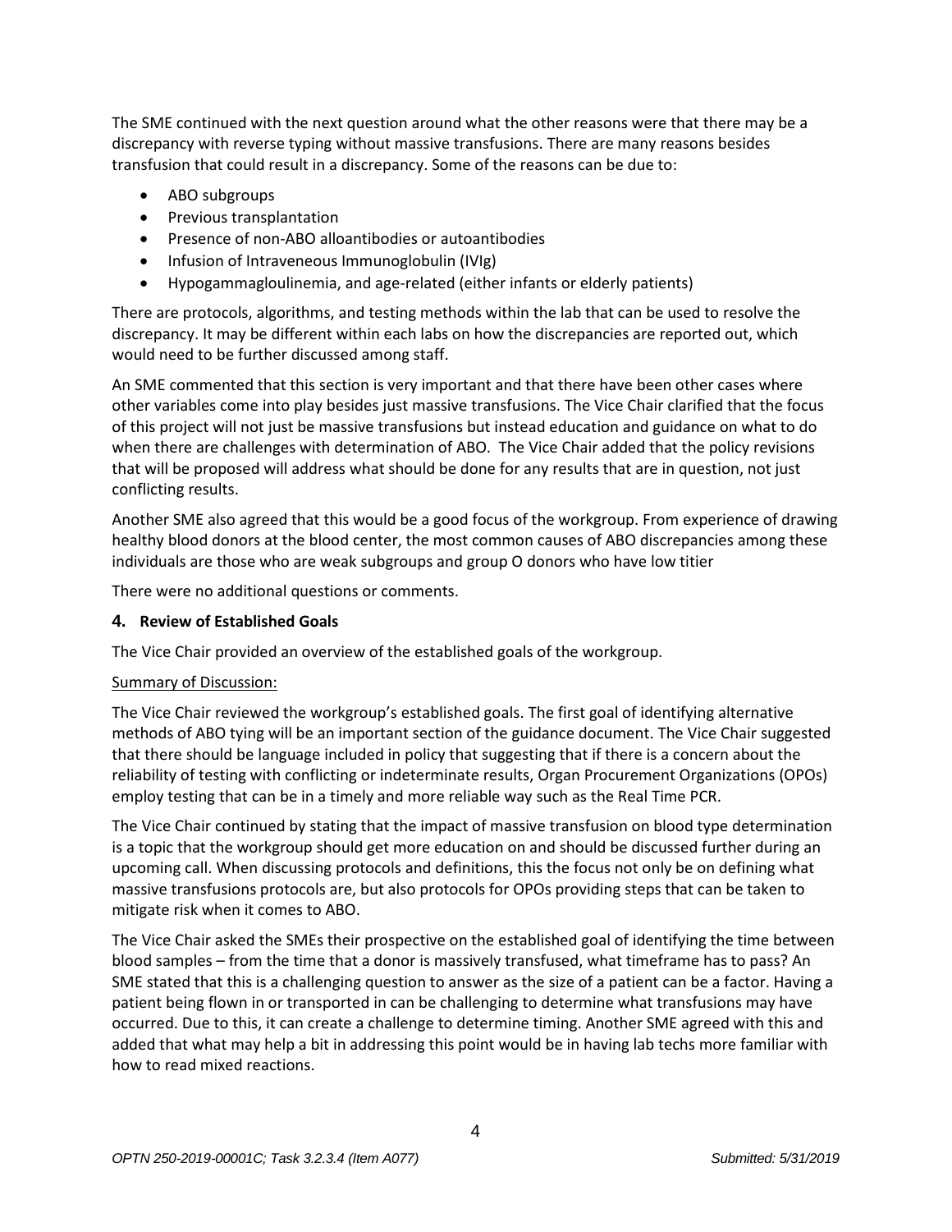The SME continued with the next question around what the other reasons were that there may be a discrepancy with reverse typing without massive transfusions. There are many reasons besides transfusion that could result in a discrepancy. Some of the reasons can be due to:

- ABO subgroups
- Previous transplantation
- Presence of non-ABO alloantibodies or autoantibodies
- Infusion of Intraveneous Immunoglobulin (IVIg)
- Hypogammagloulinemia, and age-related (either infants or elderly patients)

There are protocols, algorithms, and testing methods within the lab that can be used to resolve the discrepancy. It may be different within each labs on how the discrepancies are reported out, which would need to be further discussed among staff.

An SME commented that this section is very important and that there have been other cases where other variables come into play besides just massive transfusions. The Vice Chair clarified that the focus of this project will not just be massive transfusions but instead education and guidance on what to do when there are challenges with determination of ABO. The Vice Chair added that the policy revisions that will be proposed will address what should be done for any results that are in question, not just conflicting results.

Another SME also agreed that this would be a good focus of the workgroup. From experience of drawing healthy blood donors at the blood center, the most common causes of ABO discrepancies among these individuals are those who are weak subgroups and group O donors who have low titier

There were no additional questions or comments.

### 4. Review of Established Goals

The Vice Chair provided an overview of the established goals of the workgroup.

Summary of Discussion:

The Vice Chair reviewed the workgroup's established goals. The first goal of identifying alternative methods of ABO tying will be an important section of the guidance document. The Vice Chair suggested that there should be language included in policy that suggesting that if there is a concern about the reliability of testing with conflicting or indeterminate results, Organ Procurement Organizations (OPOs) employ testing that can be in a timely and more reliable way such as the Real Time PCR.

The Vice Chair continued by stating that the impact of massive transfusion on blood type determination is a topic that the workgroup should get more education on and should be discussed further during an upcoming call. When discussing protocols and definitions, this the focus not only be on defining what massive transfusions protocols are, but also protocols for OPOs providing steps that can be taken to mitigate risk when it comes to ABO.

The Vice Chair asked the SMEs their prospective on the established goal of identifying the time between blood samples – from the time that a donor is massively transfused, what timeframe has to pass? An SME stated that this is a challenging question to answer as the size of a patient can be a factor. Having a patient being flown in or transported in can be challenging to determine what transfusions may have occurred. Due to this, it can create a challenge to determine timing. Another SME agreed with this and added that what may help a bit in addressing this point would be in having lab techs more familiar with how to read mixed reactions.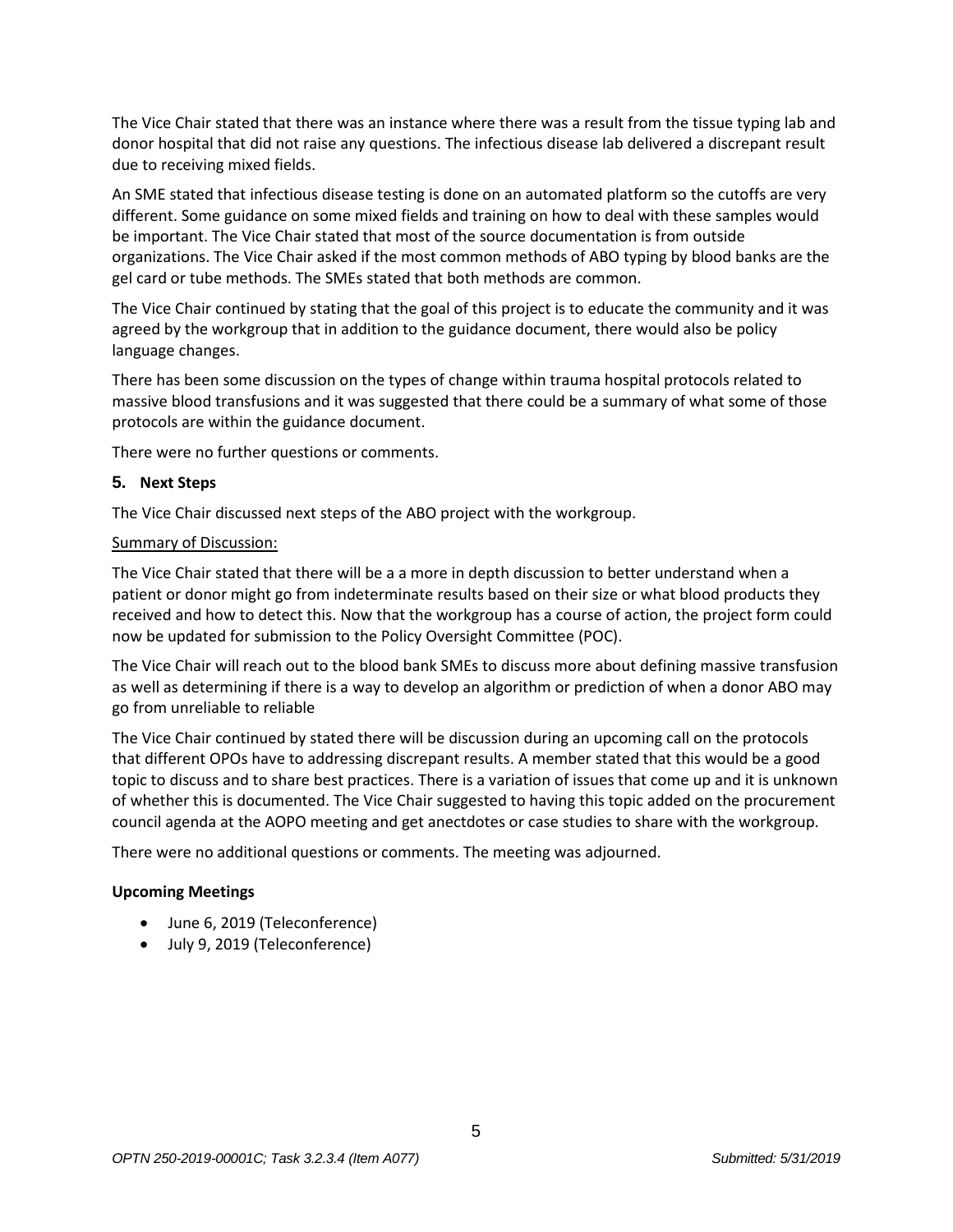The Vice Chair stated that there was an instance where there was a result from the tissue typing lab and donor hospital that did not raise any questions. The infectious disease lab delivered a discrepant result due to receiving mixed fields.

An SME stated that infectious disease testing is done on an automated platform so the cutoffs are very different. Some guidance on some mixed fields and training on how to deal with these samples would be important. The Vice Chair stated that most of the source documentation is from outside organizations. The Vice Chair asked if the most common methods of ABO typing by blood banks are the gel card or tube methods. The SMEs stated that both methods are common.

The Vice Chair continued by stating that the goal of this project is to educate the community and it was agreed by the workgroup that in addition to the guidance document, there would also be policy language changes.

There has been some discussion on the types of change within trauma hospital protocols related to massive blood transfusions and it was suggested that there could be a summary of what some of those protocols are within the guidance document.

There were no further questions or comments.

## 5. Next Steps

The Vice Chair discussed next steps of the ABO project with the workgroup.

Summary of Discussion:

The Vice Chair stated that there will be a a more in depth discussion to better understand when a patient or donor might go from indeterminate results based on their size or what blood products they received and how to detect this. Now that the workgroup has a course of action, the project form could now be updated for submission to the Policy Oversight Committee (POC).

The Vice Chair will reach out to the blood bank SMEs to discuss more about defining massive transfusion as well as determining if there is a way to develop an algorithm or prediction of when a donor ABO may go from unreliable to reliable

The Vice Chair continued by stated there will be discussion during an upcoming call on the protocols that different OPOs have to addressing discrepant results. A member stated that this would be a good topic to discuss and to share best practices. There is a variation of issues that come up and it is unknown of whether this is documented. The Vice Chair suggested to having this topic added on the procurement council agenda at the AOPO meeting and get anectdotes or case studies to share with the workgroup.

There were no additional questions or comments. The meeting was adjourned.

**Upcoming Meetings**

- June 6, 2019 (Teleconference)
- July 9, 2019 (Teleconference)